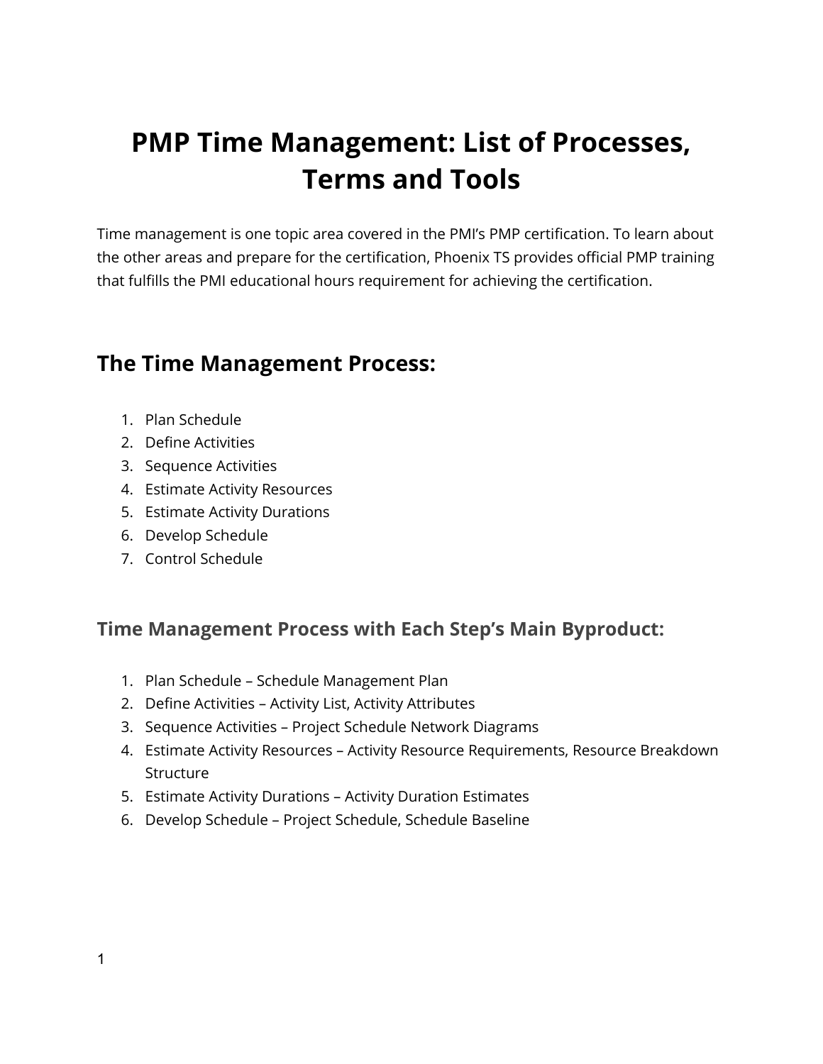# PMP Time Management: List of Processes, Terms and Tools

Time management is one topic area covered in the PMI's PMP certification. To learn about the other areas and prepare for the certification, Phoenix TS provides official PMP training that fulfills the PMI educational hours requirement for achieving the certification.

## The Time Management Process:

1. Plan Schedule
2. Define Activities
3. Sequence Activities
4. Estimate Activity Resources
5. Estimate Activity Durations
6. Develop Schedule
7. Control Schedule

### Time Management Process with Each Step's Main Byproduct:

1. Plan Schedule – Schedule Management Plan
2. Define Activities – Activity List, Activity Attributes
3. Sequence Activities – Project Schedule Network Diagrams
4. Estimate Activity Resources – Activity Resource Requirements, Resource Breakdown Structure
5. Estimate Activity Durations – Activity Duration Estimates
6. Develop Schedule – Project Schedule, Schedule Baseline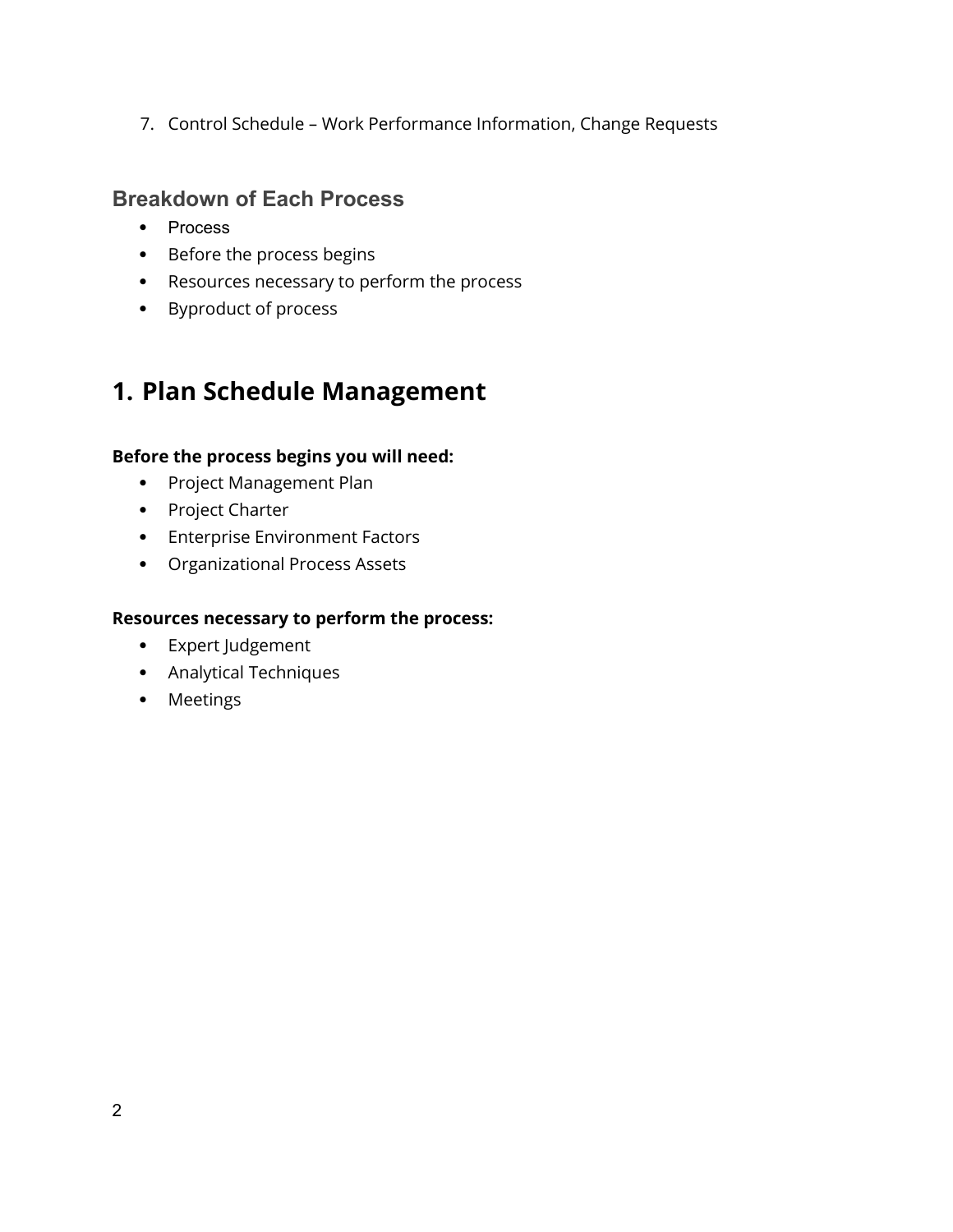7. Control Schedule – Work Performance Information, Change Requests

### Breakdown of Each Process

- Process
- Before the process begins
- Resources necessary to perform the process
- Byproduct of process

## 1. Plan Schedule Management

**Before the process begins you will need:**

- Project Management Plan
- Project Charter
- Enterprise Environment Factors
- Organizational Process Assets

**Resources necessary to perform the process:**

- Expert Judgement
- Analytical Techniques
- Meetings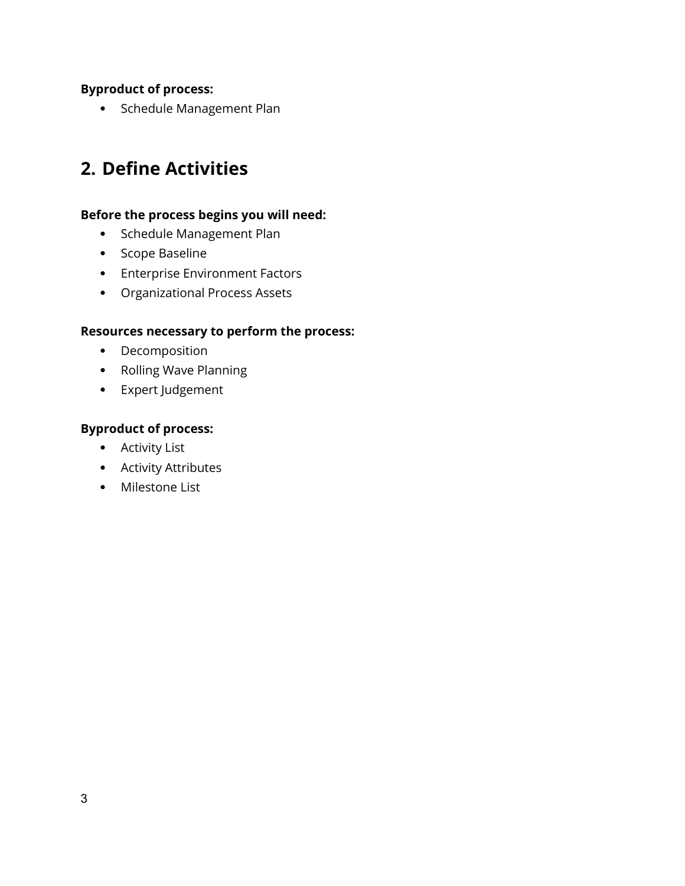**Byproduct of process:**

- Schedule Management Plan

## 2. Define Activities

**Before the process begins you will need:**

- Schedule Management Plan
- Scope Baseline
- Enterprise Environment Factors
- Organizational Process Assets

**Resources necessary to perform the process:**

- Decomposition
- Rolling Wave Planning
- Expert Judgement

**Byproduct of process:**

- Activity List
- Activity Attributes
- Milestone List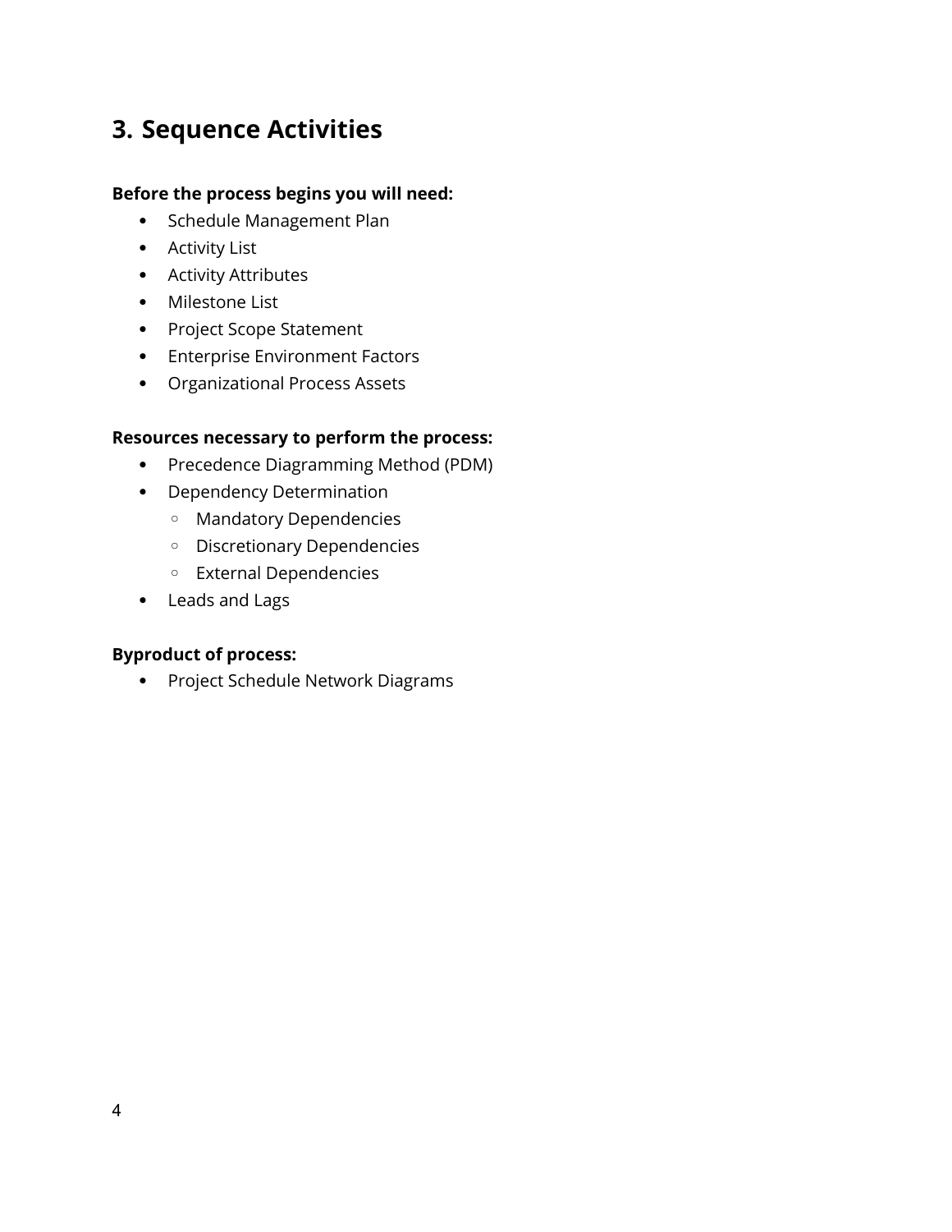## 3. Sequence Activities

**Before the process begins you will need:**

- Schedule Management Plan
- Activity List
- Activity Attributes
- Milestone List
- Project Scope Statement
- Enterprise Environment Factors
- Organizational Process Assets

**Resources necessary to perform the process:**

- Precedence Diagramming Method (PDM)
- Dependency Determination
  - Mandatory Dependencies
  - Discretionary Dependencies
  - External Dependencies
- Leads and Lags

**Byproduct of process:**

- Project Schedule Network Diagrams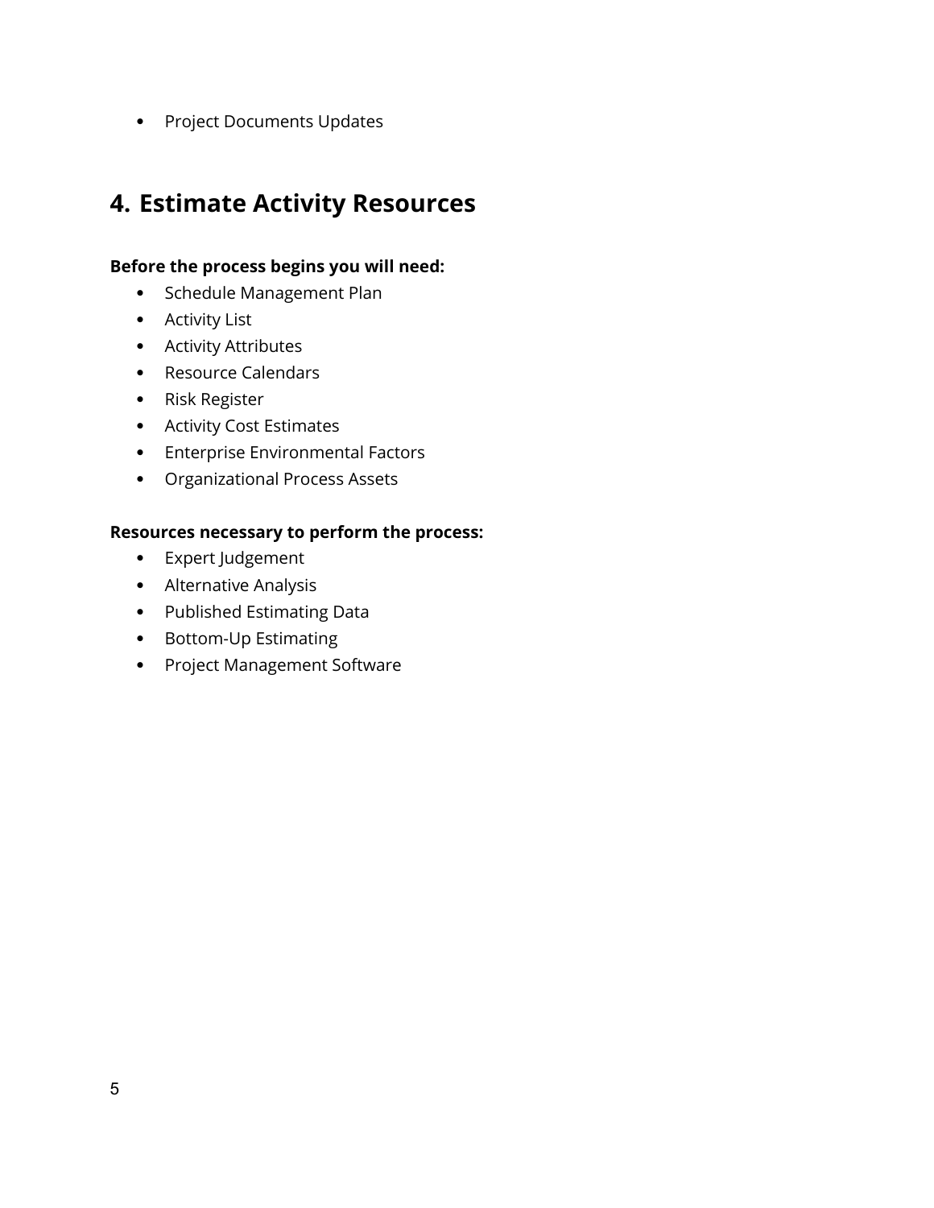- Project Documents Updates

## 4. Estimate Activity Resources

**Before the process begins you will need:**

- Schedule Management Plan
- Activity List
- Activity Attributes
- Resource Calendars
- Risk Register
- Activity Cost Estimates
- Enterprise Environmental Factors
- Organizational Process Assets

**Resources necessary to perform the process:**

- Expert Judgement
- Alternative Analysis
- Published Estimating Data
- Bottom-Up Estimating
- Project Management Software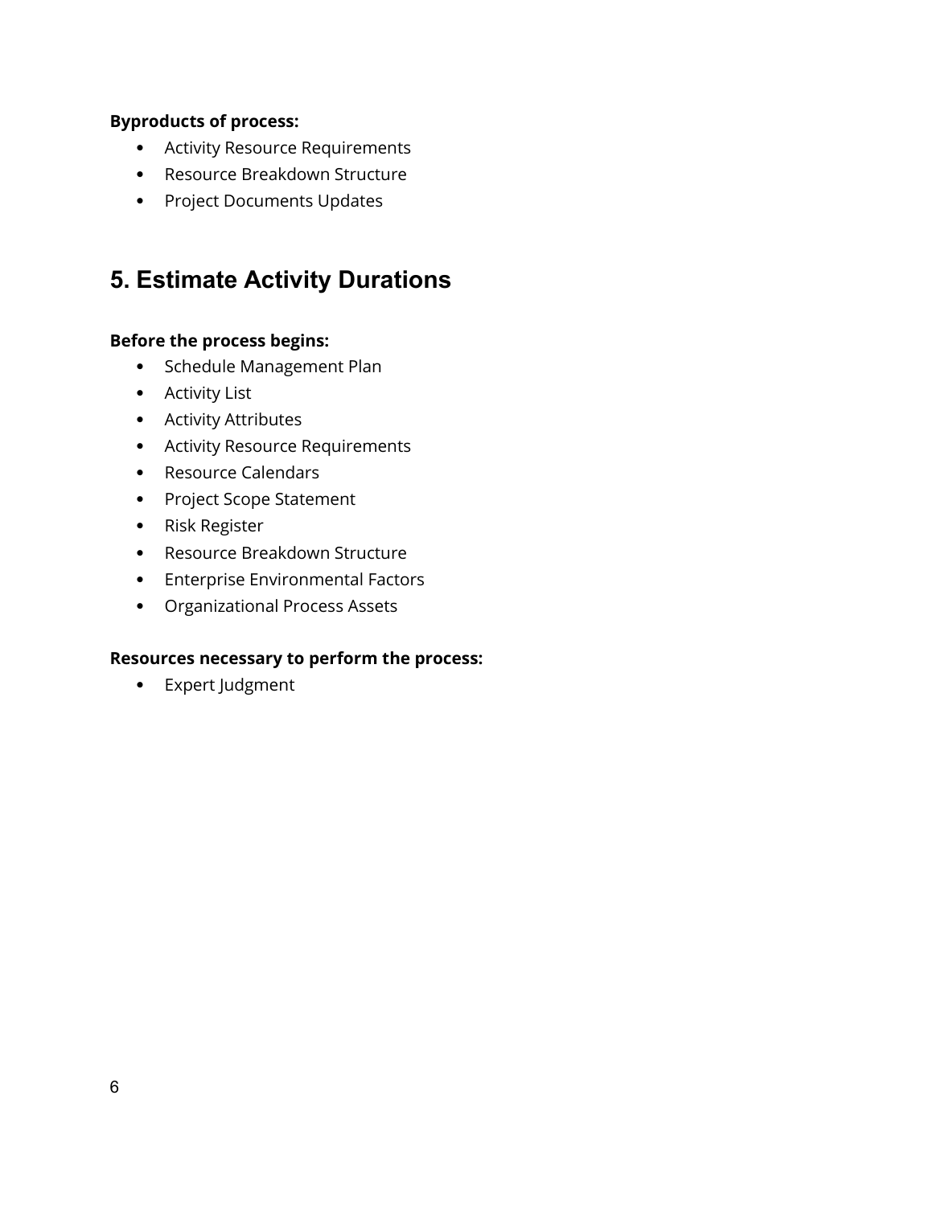**Byproducts of process:**

- Activity Resource Requirements
- Resource Breakdown Structure
- Project Documents Updates

## 5. Estimate Activity Durations

**Before the process begins:**

- Schedule Management Plan
- Activity List
- Activity Attributes
- Activity Resource Requirements
- Resource Calendars
- Project Scope Statement
- Risk Register
- Resource Breakdown Structure
- Enterprise Environmental Factors
- Organizational Process Assets

**Resources necessary to perform the process:**

- Expert Judgment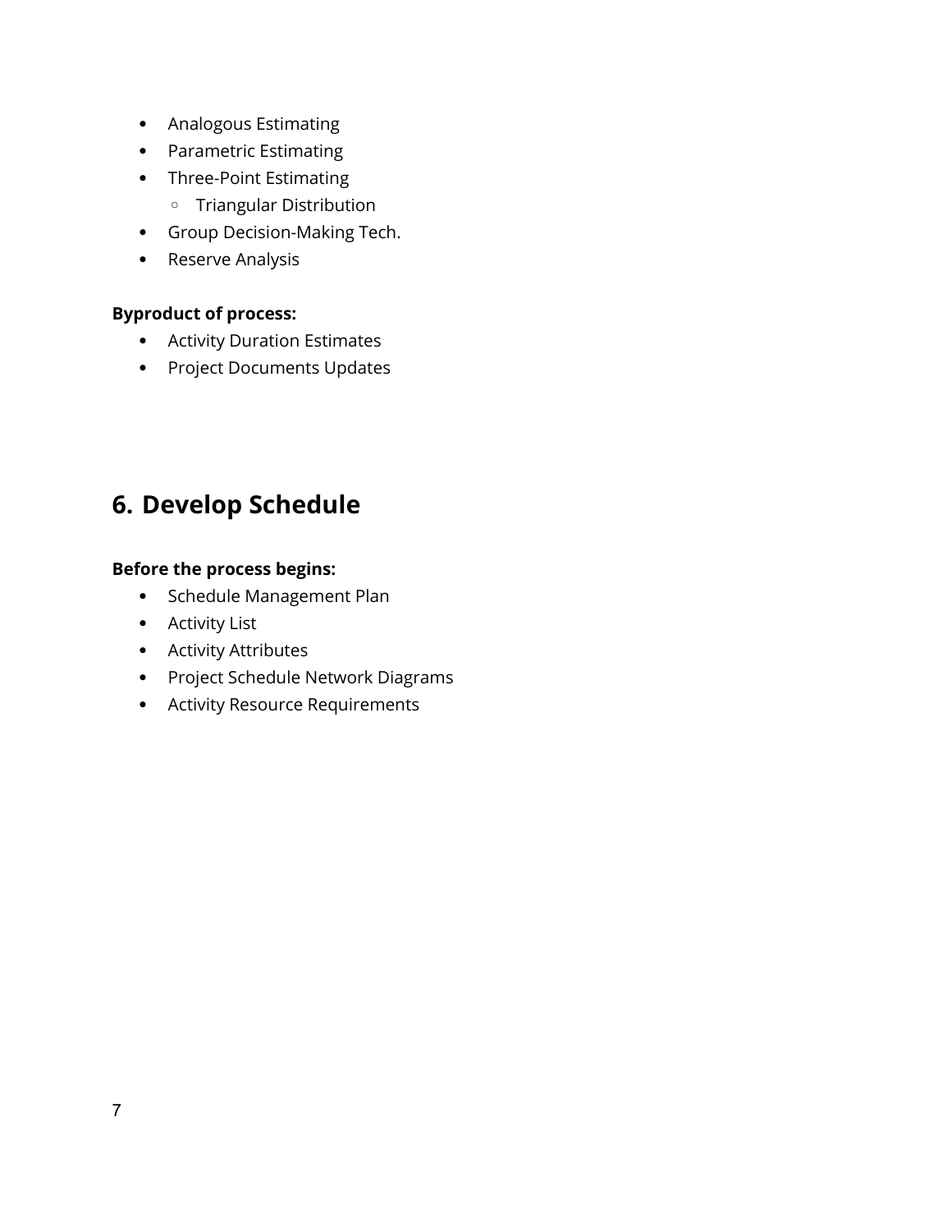- Analogous Estimating
- Parametric Estimating
- Three-Point Estimating
  - Triangular Distribution
- Group Decision-Making Tech.
- Reserve Analysis

**Byproduct of process:**

- Activity Duration Estimates
- Project Documents Updates

## 6. Develop Schedule

**Before the process begins:**

- Schedule Management Plan
- Activity List
- Activity Attributes
- Project Schedule Network Diagrams
- Activity Resource Requirements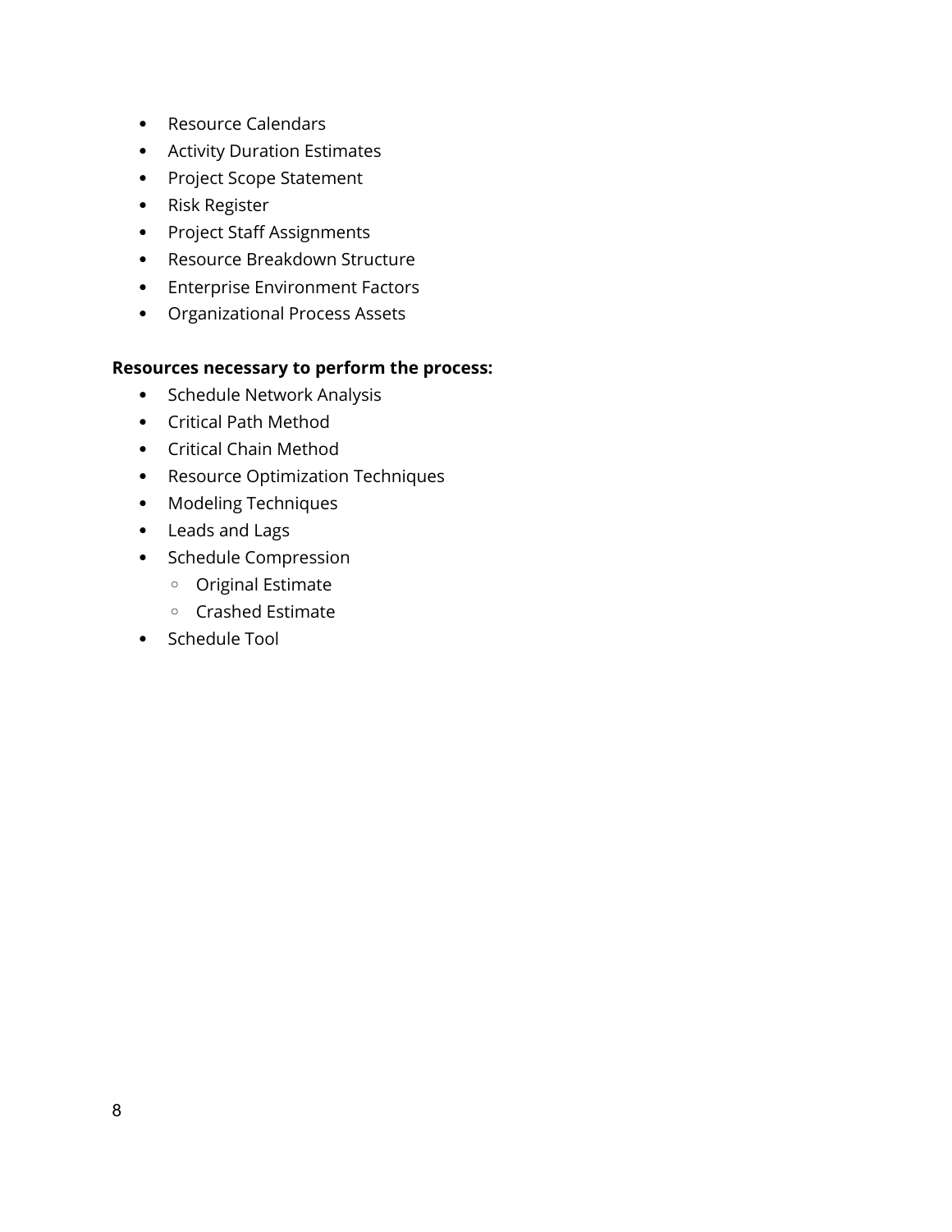- Resource Calendars
- Activity Duration Estimates
- Project Scope Statement
- Risk Register
- Project Staff Assignments
- Resource Breakdown Structure
- Enterprise Environment Factors
- Organizational Process Assets

**Resources necessary to perform the process:**

- Schedule Network Analysis
- Critical Path Method
- Critical Chain Method
- Resource Optimization Techniques
- Modeling Techniques
- Leads and Lags
- Schedule Compression
  - Original Estimate
  - Crashed Estimate
- Schedule Tool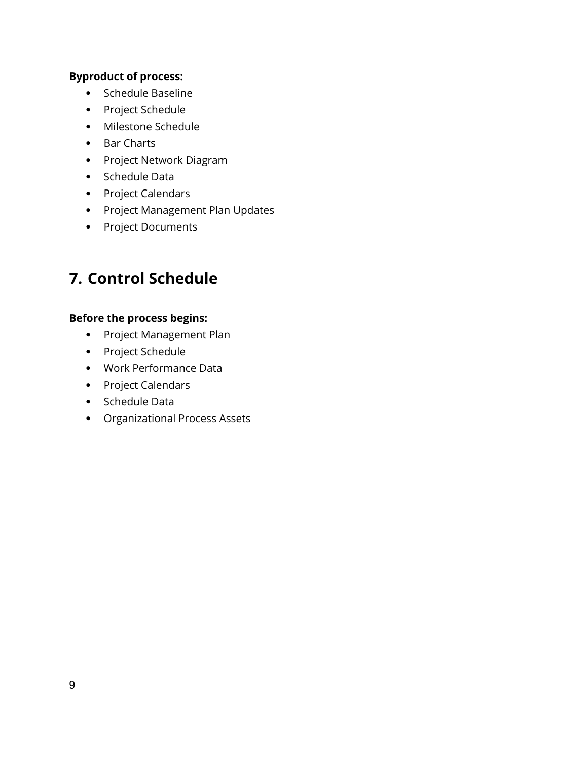**Byproduct of process:**

- Schedule Baseline
- Project Schedule
- Milestone Schedule
- Bar Charts
- Project Network Diagram
- Schedule Data
- Project Calendars
- Project Management Plan Updates
- Project Documents

## 7. Control Schedule

**Before the process begins:**

- Project Management Plan
- Project Schedule
- Work Performance Data
- Project Calendars
- Schedule Data
- Organizational Process Assets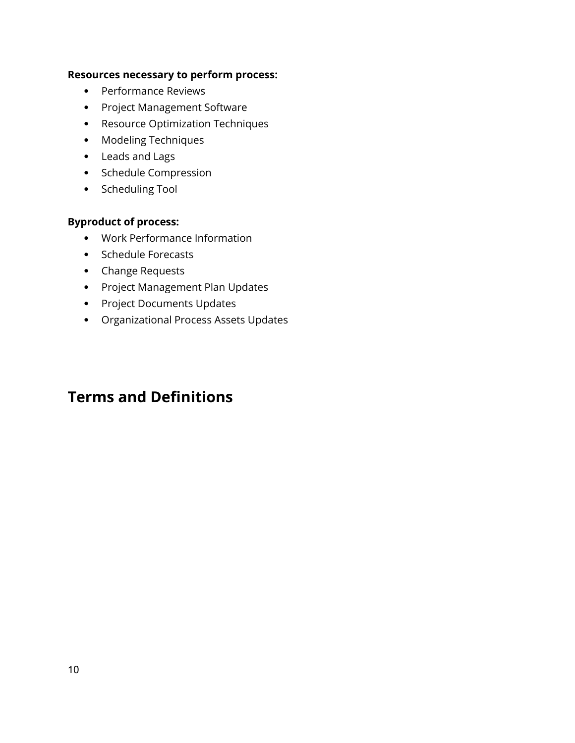**Resources necessary to perform process:**

- Performance Reviews
- Project Management Software
- Resource Optimization Techniques
- Modeling Techniques
- Leads and Lags
- Schedule Compression
- Scheduling Tool

**Byproduct of process:**

- Work Performance Information
- Schedule Forecasts
- Change Requests
- Project Management Plan Updates
- Project Documents Updates
- Organizational Process Assets Updates

## Terms and Definitions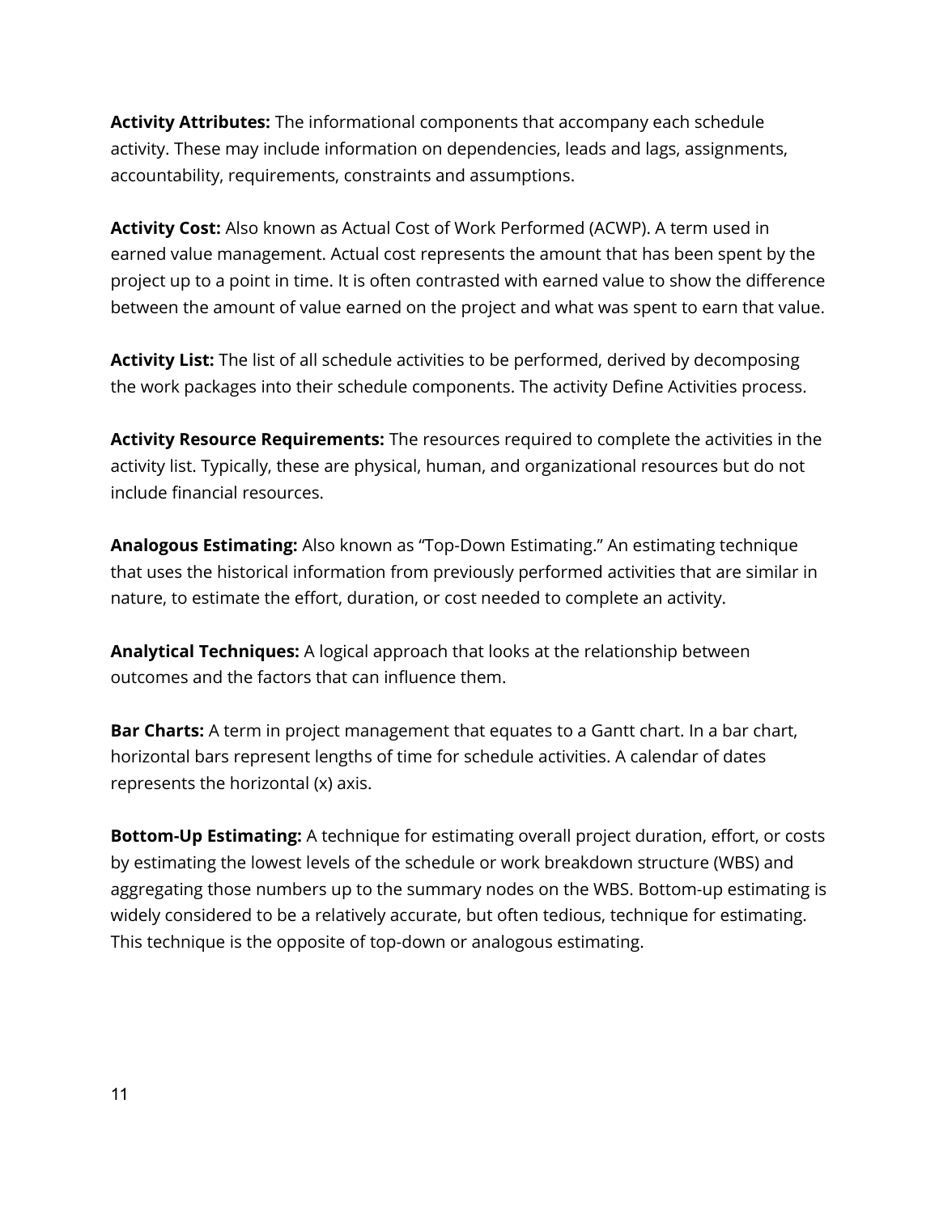**Activity Attributes:** The informational components that accompany each schedule activity. These may include information on dependencies, leads and lags, assignments, accountability, requirements, constraints and assumptions.

**Activity Cost:** Also known as Actual Cost of Work Performed (ACWP). A term used in earned value management. Actual cost represents the amount that has been spent by the project up to a point in time. It is often contrasted with earned value to show the difference between the amount of value earned on the project and what was spent to earn that value.

**Activity List:** The list of all schedule activities to be performed, derived by decomposing the work packages into their schedule components. The activity Define Activities process.

**Activity Resource Requirements:** The resources required to complete the activities in the activity list. Typically, these are physical, human, and organizational resources but do not include financial resources.

**Analogous Estimating:** Also known as "Top-Down Estimating." An estimating technique that uses the historical information from previously performed activities that are similar in nature, to estimate the effort, duration, or cost needed to complete an activity.

**Analytical Techniques:** A logical approach that looks at the relationship between outcomes and the factors that can influence them.

**Bar Charts:** A term in project management that equates to a Gantt chart. In a bar chart, horizontal bars represent lengths of time for schedule activities. A calendar of dates represents the horizontal (x) axis.

**Bottom-Up Estimating:** A technique for estimating overall project duration, effort, or costs by estimating the lowest levels of the schedule or work breakdown structure (WBS) and aggregating those numbers up to the summary nodes on the WBS. Bottom-up estimating is widely considered to be a relatively accurate, but often tedious, technique for estimating. This technique is the opposite of top-down or analogous estimating.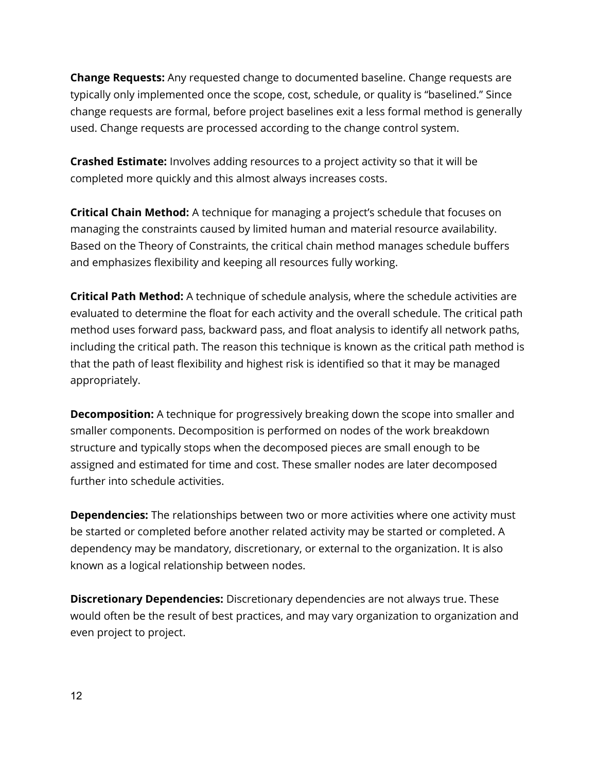**Change Requests:** Any requested change to documented baseline. Change requests are typically only implemented once the scope, cost, schedule, or quality is "baselined." Since change requests are formal, before project baselines exit a less formal method is generally used. Change requests are processed according to the change control system.

**Crashed Estimate:** Involves adding resources to a project activity so that it will be completed more quickly and this almost always increases costs.

**Critical Chain Method:** A technique for managing a project's schedule that focuses on managing the constraints caused by limited human and material resource availability. Based on the Theory of Constraints, the critical chain method manages schedule buffers and emphasizes flexibility and keeping all resources fully working.

**Critical Path Method:** A technique of schedule analysis, where the schedule activities are evaluated to determine the float for each activity and the overall schedule. The critical path method uses forward pass, backward pass, and float analysis to identify all network paths, including the critical path. The reason this technique is known as the critical path method is that the path of least flexibility and highest risk is identified so that it may be managed appropriately.

**Decomposition:** A technique for progressively breaking down the scope into smaller and smaller components. Decomposition is performed on nodes of the work breakdown structure and typically stops when the decomposed pieces are small enough to be assigned and estimated for time and cost. These smaller nodes are later decomposed further into schedule activities.

**Dependencies:** The relationships between two or more activities where one activity must be started or completed before another related activity may be started or completed. A dependency may be mandatory, discretionary, or external to the organization. It is also known as a logical relationship between nodes.

**Discretionary Dependencies:** Discretionary dependencies are not always true. These would often be the result of best practices, and may vary organization to organization and even project to project.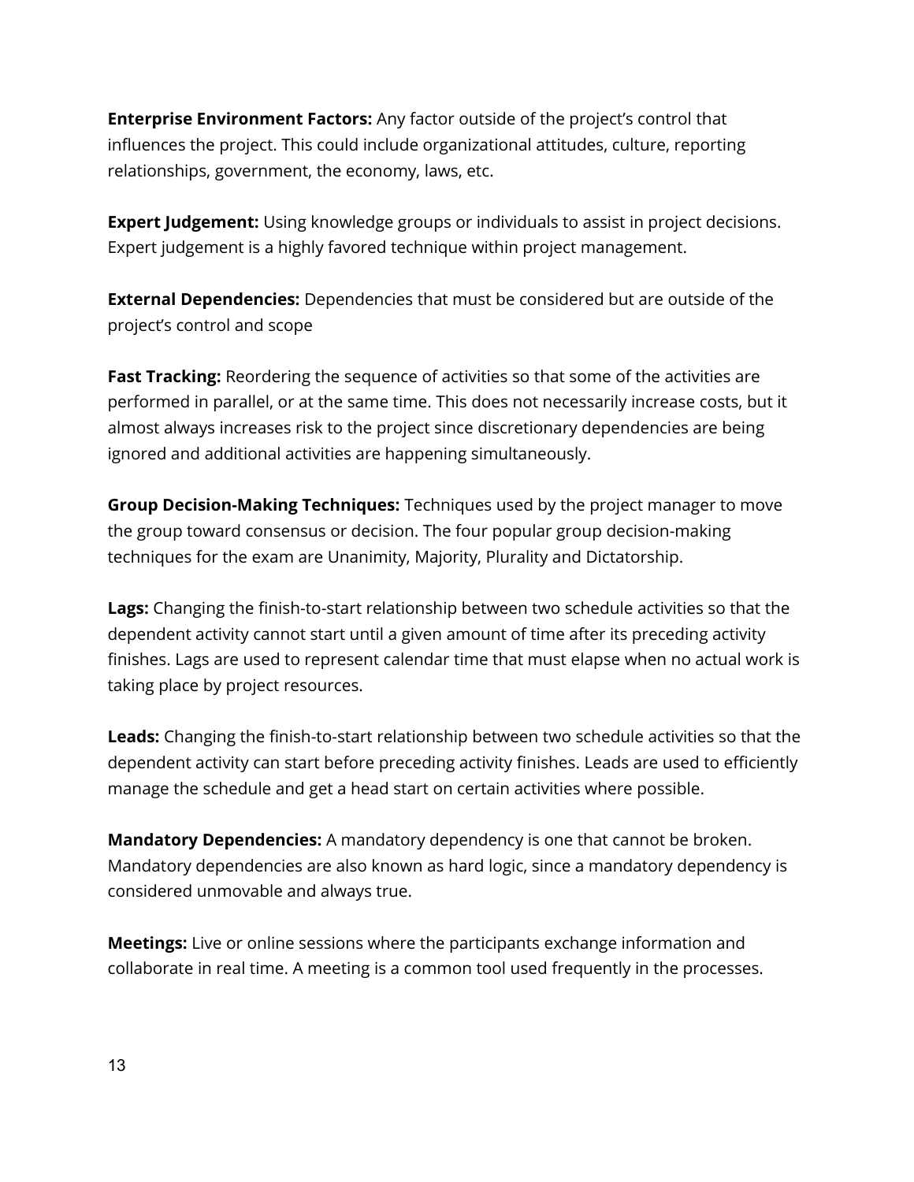**Enterprise Environment Factors:** Any factor outside of the project's control that influences the project. This could include organizational attitudes, culture, reporting relationships, government, the economy, laws, etc.

**Expert Judgement:** Using knowledge groups or individuals to assist in project decisions. Expert judgement is a highly favored technique within project management.

**External Dependencies:** Dependencies that must be considered but are outside of the project's control and scope

**Fast Tracking:** Reordering the sequence of activities so that some of the activities are performed in parallel, or at the same time. This does not necessarily increase costs, but it almost always increases risk to the project since discretionary dependencies are being ignored and additional activities are happening simultaneously.

**Group Decision-Making Techniques:** Techniques used by the project manager to move the group toward consensus or decision. The four popular group decision-making techniques for the exam are Unanimity, Majority, Plurality and Dictatorship.

**Lags:** Changing the finish-to-start relationship between two schedule activities so that the dependent activity cannot start until a given amount of time after its preceding activity finishes. Lags are used to represent calendar time that must elapse when no actual work is taking place by project resources.

**Leads:** Changing the finish-to-start relationship between two schedule activities so that the dependent activity can start before preceding activity finishes. Leads are used to efficiently manage the schedule and get a head start on certain activities where possible.

**Mandatory Dependencies:** A mandatory dependency is one that cannot be broken. Mandatory dependencies are also known as hard logic, since a mandatory dependency is considered unmovable and always true.

**Meetings:** Live or online sessions where the participants exchange information and collaborate in real time. A meeting is a common tool used frequently in the processes.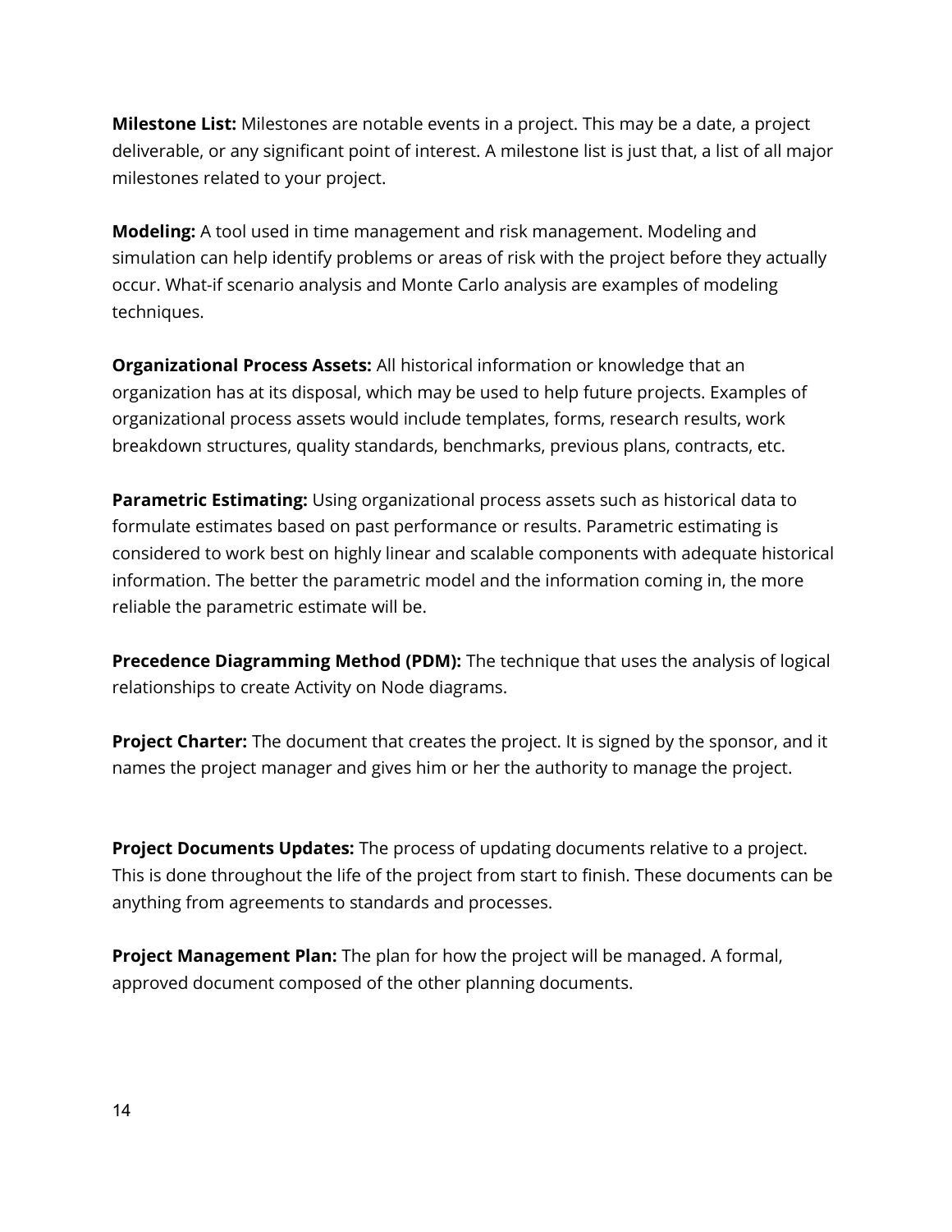**Milestone List:** Milestones are notable events in a project. This may be a date, a project deliverable, or any significant point of interest. A milestone list is just that, a list of all major milestones related to your project.

**Modeling:** A tool used in time management and risk management. Modeling and simulation can help identify problems or areas of risk with the project before they actually occur. What-if scenario analysis and Monte Carlo analysis are examples of modeling techniques.

**Organizational Process Assets:** All historical information or knowledge that an organization has at its disposal, which may be used to help future projects. Examples of organizational process assets would include templates, forms, research results, work breakdown structures, quality standards, benchmarks, previous plans, contracts, etc.

**Parametric Estimating:** Using organizational process assets such as historical data to formulate estimates based on past performance or results. Parametric estimating is considered to work best on highly linear and scalable components with adequate historical information. The better the parametric model and the information coming in, the more reliable the parametric estimate will be.

**Precedence Diagramming Method (PDM):** The technique that uses the analysis of logical relationships to create Activity on Node diagrams.

**Project Charter:** The document that creates the project. It is signed by the sponsor, and it names the project manager and gives him or her the authority to manage the project.

**Project Documents Updates:** The process of updating documents relative to a project. This is done throughout the life of the project from start to finish. These documents can be anything from agreements to standards and processes.

**Project Management Plan:** The plan for how the project will be managed. A formal, approved document composed of the other planning documents.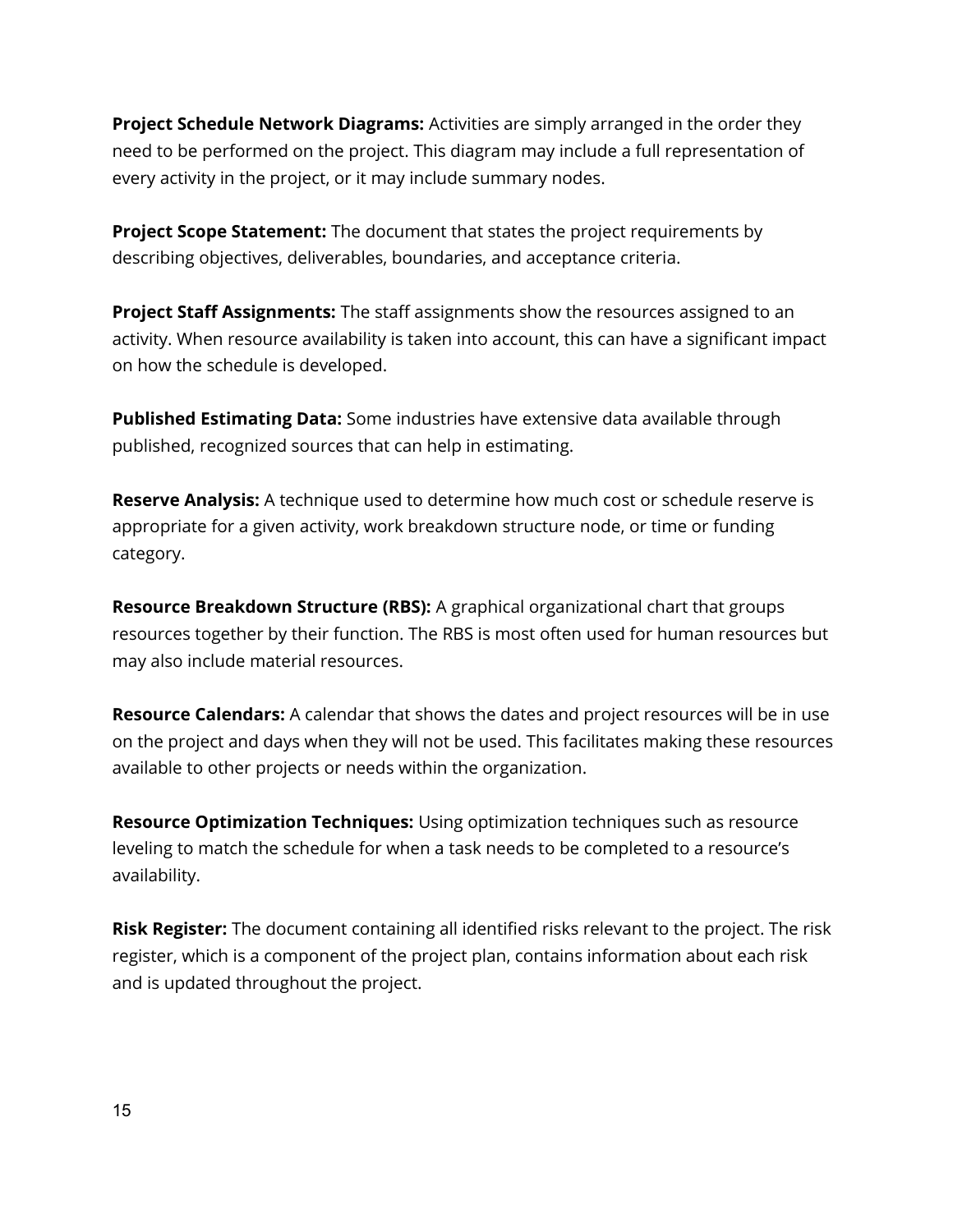**Project Schedule Network Diagrams:** Activities are simply arranged in the order they need to be performed on the project. This diagram may include a full representation of every activity in the project, or it may include summary nodes.

**Project Scope Statement:** The document that states the project requirements by describing objectives, deliverables, boundaries, and acceptance criteria.

**Project Staff Assignments:** The staff assignments show the resources assigned to an activity. When resource availability is taken into account, this can have a significant impact on how the schedule is developed.

**Published Estimating Data:** Some industries have extensive data available through published, recognized sources that can help in estimating.

**Reserve Analysis:** A technique used to determine how much cost or schedule reserve is appropriate for a given activity, work breakdown structure node, or time or funding category.

**Resource Breakdown Structure (RBS):** A graphical organizational chart that groups resources together by their function. The RBS is most often used for human resources but may also include material resources.

**Resource Calendars:** A calendar that shows the dates and project resources will be in use on the project and days when they will not be used. This facilitates making these resources available to other projects or needs within the organization.

**Resource Optimization Techniques:** Using optimization techniques such as resource leveling to match the schedule for when a task needs to be completed to a resource's availability.

**Risk Register:** The document containing all identified risks relevant to the project. The risk register, which is a component of the project plan, contains information about each risk and is updated throughout the project.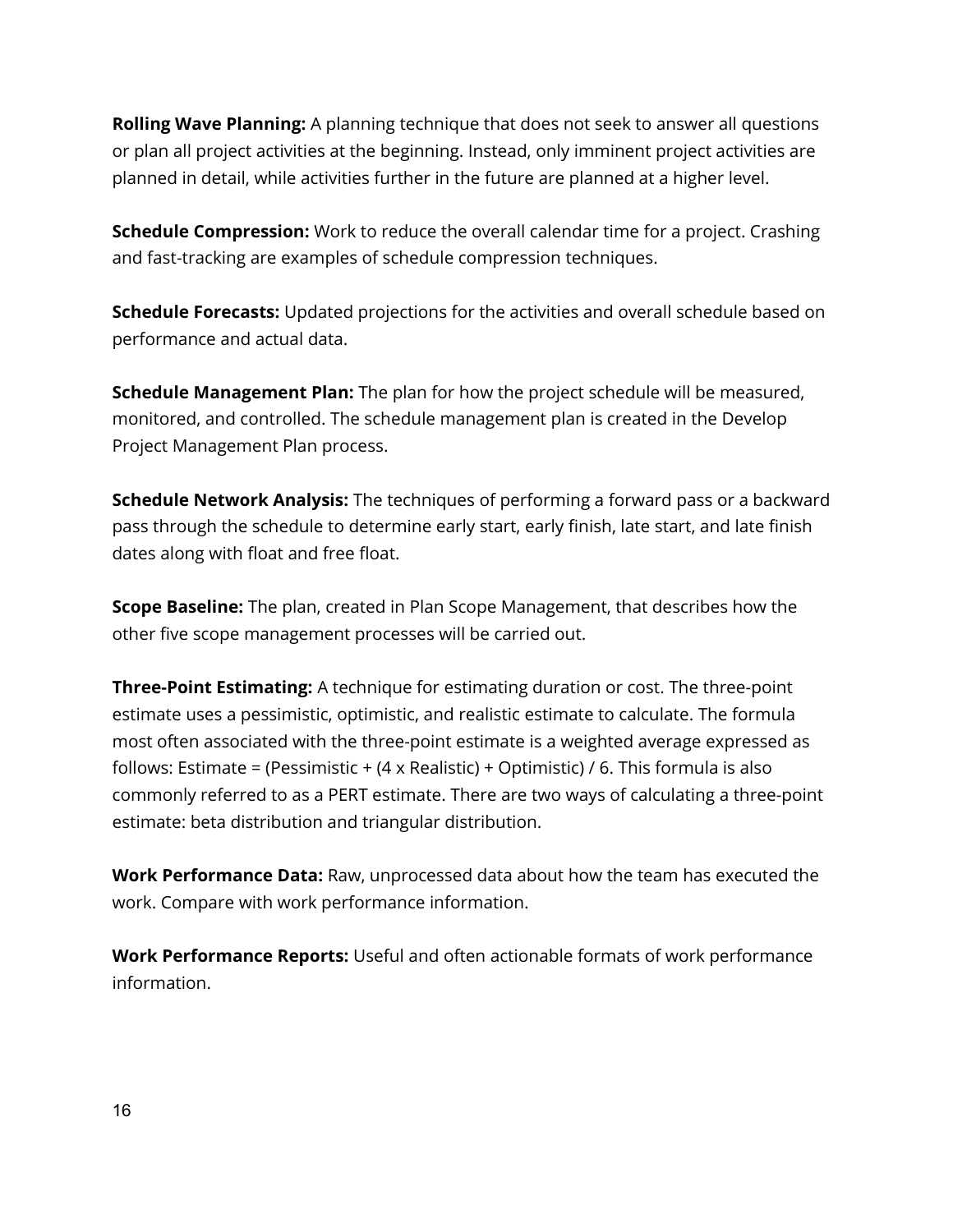**Rolling Wave Planning:** A planning technique that does not seek to answer all questions or plan all project activities at the beginning. Instead, only imminent project activities are planned in detail, while activities further in the future are planned at a higher level.

**Schedule Compression:** Work to reduce the overall calendar time for a project. Crashing and fast-tracking are examples of schedule compression techniques.

**Schedule Forecasts:** Updated projections for the activities and overall schedule based on performance and actual data.

**Schedule Management Plan:** The plan for how the project schedule will be measured, monitored, and controlled. The schedule management plan is created in the Develop Project Management Plan process.

**Schedule Network Analysis:** The techniques of performing a forward pass or a backward pass through the schedule to determine early start, early finish, late start, and late finish dates along with float and free float.

**Scope Baseline:** The plan, created in Plan Scope Management, that describes how the other five scope management processes will be carried out.

**Three-Point Estimating:** A technique for estimating duration or cost. The three-point estimate uses a pessimistic, optimistic, and realistic estimate to calculate. The formula most often associated with the three-point estimate is a weighted average expressed as follows: Estimate = (Pessimistic + (4 x Realistic) + Optimistic) / 6. This formula is also commonly referred to as a PERT estimate. There are two ways of calculating a three-point estimate: beta distribution and triangular distribution.

**Work Performance Data:** Raw, unprocessed data about how the team has executed the work. Compare with work performance information.

**Work Performance Reports:** Useful and often actionable formats of work performance information.